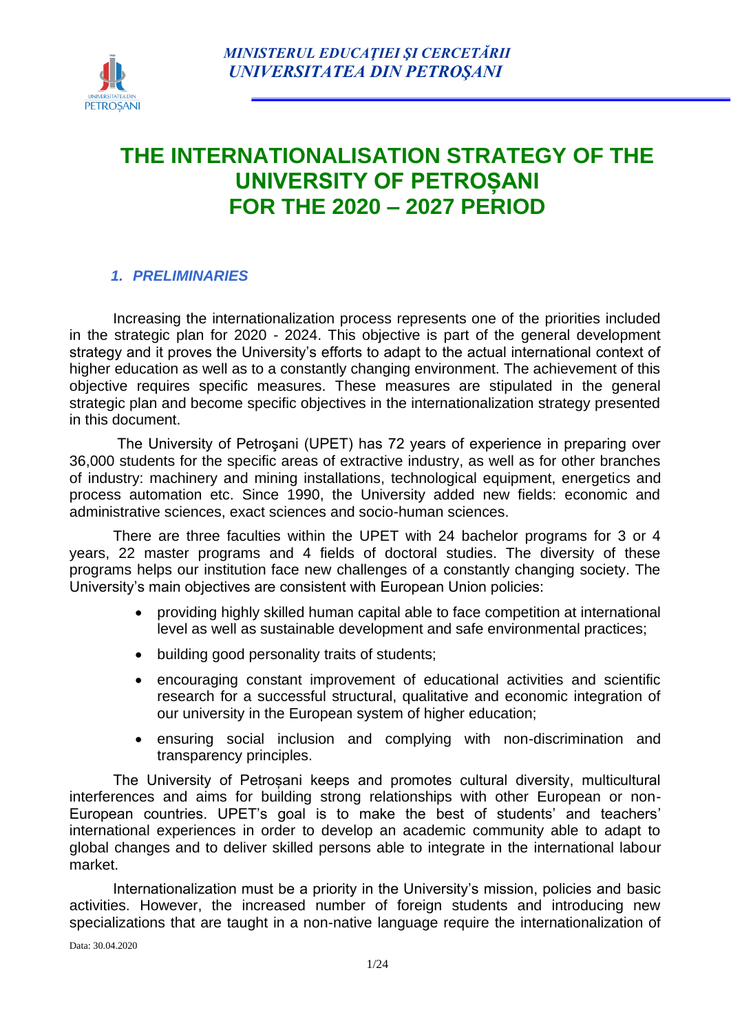*MINISTERUL EDUCAŢIEI ŞI CERCETĂRII*
*UNIVERSITATEA DIN PETROŞANI*

# THE INTERNATIONALISATION STRATEGY OF THE UNIVERSITY OF PETROȘANI FOR THE 2020 – 2027 PERIOD

## *1. PRELIMINARIES*

Increasing the internationalization process represents one of the priorities included in the strategic plan for 2020 - 2024. This objective is part of the general development strategy and it proves the University's efforts to adapt to the actual international context of higher education as well as to a constantly changing environment. The achievement of this objective requires specific measures. These measures are stipulated in the general strategic plan and become specific objectives in the internationalization strategy presented in this document.

The University of Petroşani (UPET) has 72 years of experience in preparing over 36,000 students for the specific areas of extractive industry, as well as for other branches of industry: machinery and mining installations, technological equipment, energetics and process automation etc. Since 1990, the University added new fields: economic and administrative sciences, exact sciences and socio-human sciences.

There are three faculties within the UPET with 24 bachelor programs for 3 or 4 years, 22 master programs and 4 fields of doctoral studies. The diversity of these programs helps our institution face new challenges of a constantly changing society. The University's main objectives are consistent with European Union policies:

- providing highly skilled human capital able to face competition at international level as well as sustainable development and safe environmental practices;
- building good personality traits of students;
- encouraging constant improvement of educational activities and scientific research for a successful structural, qualitative and economic integration of our university in the European system of higher education;
- ensuring social inclusion and complying with non-discrimination and transparency principles.

The University of Petroșani keeps and promotes cultural diversity, multicultural interferences and aims for building strong relationships with other European or non-European countries. UPET's goal is to make the best of students' and teachers' international experiences in order to develop an academic community able to adapt to global changes and to deliver skilled persons able to integrate in the international labour market.

Internationalization must be a priority in the University's mission, policies and basic activities. However, the increased number of foreign students and introducing new specializations that are taught in a non-native language require the internationalization of

Data: 30.04.2020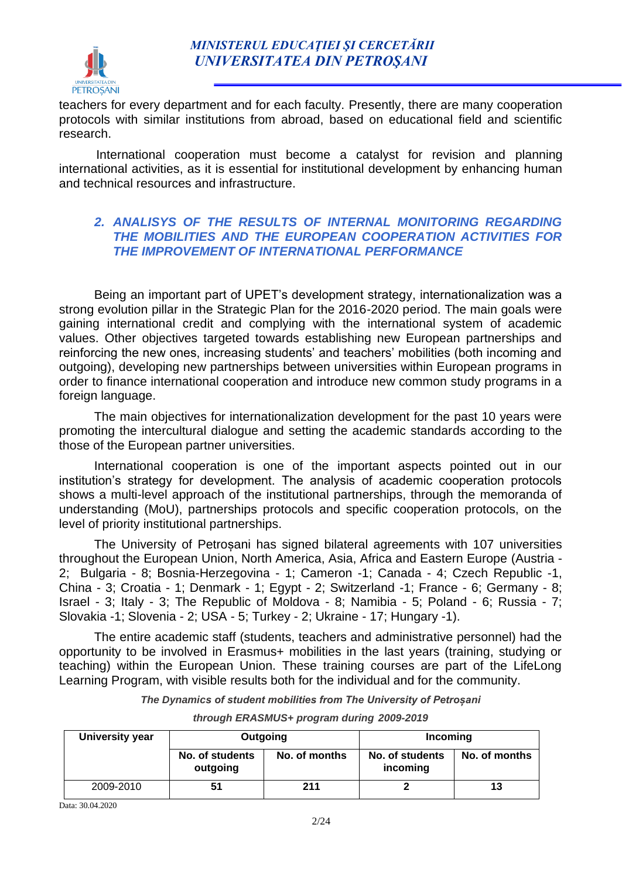teachers for every department and for each faculty. Presently, there are many cooperation protocols with similar institutions from abroad, based on educational field and scientific research.

International cooperation must become a catalyst for revision and planning international activities, as it is essential for institutional development by enhancing human and technical resources and infrastructure.

## *2. ANALISYS OF THE RESULTS OF INTERNAL MONITORING REGARDING THE MOBILITIES AND THE EUROPEAN COOPERATION ACTIVITIES FOR THE IMPROVEMENT OF INTERNATIONAL PERFORMANCE*

Being an important part of UPET's development strategy, internationalization was a strong evolution pillar in the Strategic Plan for the 2016-2020 period. The main goals were gaining international credit and complying with the international system of academic values. Other objectives targeted towards establishing new European partnerships and reinforcing the new ones, increasing students' and teachers' mobilities (both incoming and outgoing), developing new partnerships between universities within European programs in order to finance international cooperation and introduce new common study programs in a foreign language.

The main objectives for internationalization development for the past 10 years were promoting the intercultural dialogue and setting the academic standards according to the those of the European partner universities.

International cooperation is one of the important aspects pointed out in our institution's strategy for development. The analysis of academic cooperation protocols shows a multi-level approach of the institutional partnerships, through the memoranda of understanding (MoU), partnerships protocols and specific cooperation protocols, on the level of priority institutional partnerships.

The University of Petroșani has signed bilateral agreements with 107 universities throughout the European Union, North America, Asia, Africa and Eastern Europe (Austria - 2; Bulgaria - 8; Bosnia-Herzegovina - 1; Cameron -1; Canada - 4; Czech Republic -1, China - 3; Croatia - 1; Denmark - 1; Egypt - 2; Switzerland -1; France - 6; Germany - 8; Israel - 3; Italy - 3; The Republic of Moldova - 8; Namibia - 5; Poland - 6; Russia - 7; Slovakia -1; Slovenia - 2; USA - 5; Turkey - 2; Ukraine - 17; Hungary -1).

The entire academic staff (students, teachers and administrative personnel) had the opportunity to be involved in Erasmus+ mobilities in the last years (training, studying or teaching) within the European Union. These training courses are part of the LifeLong Learning Program, with visible results both for the individual and for the community.

***The Dynamics of student mobilities from The University of Petroșani***

***through ERASMUS+ program during 2009-2019***

| University year | Outgoing | | Incoming | |
|---|---|---|---|---|
| | No. of students outgoing | No. of months | No. of students incoming | No. of months |
| 2009-2010 | 51 | 211 | 2 | 13 |

Data: 30.04.2020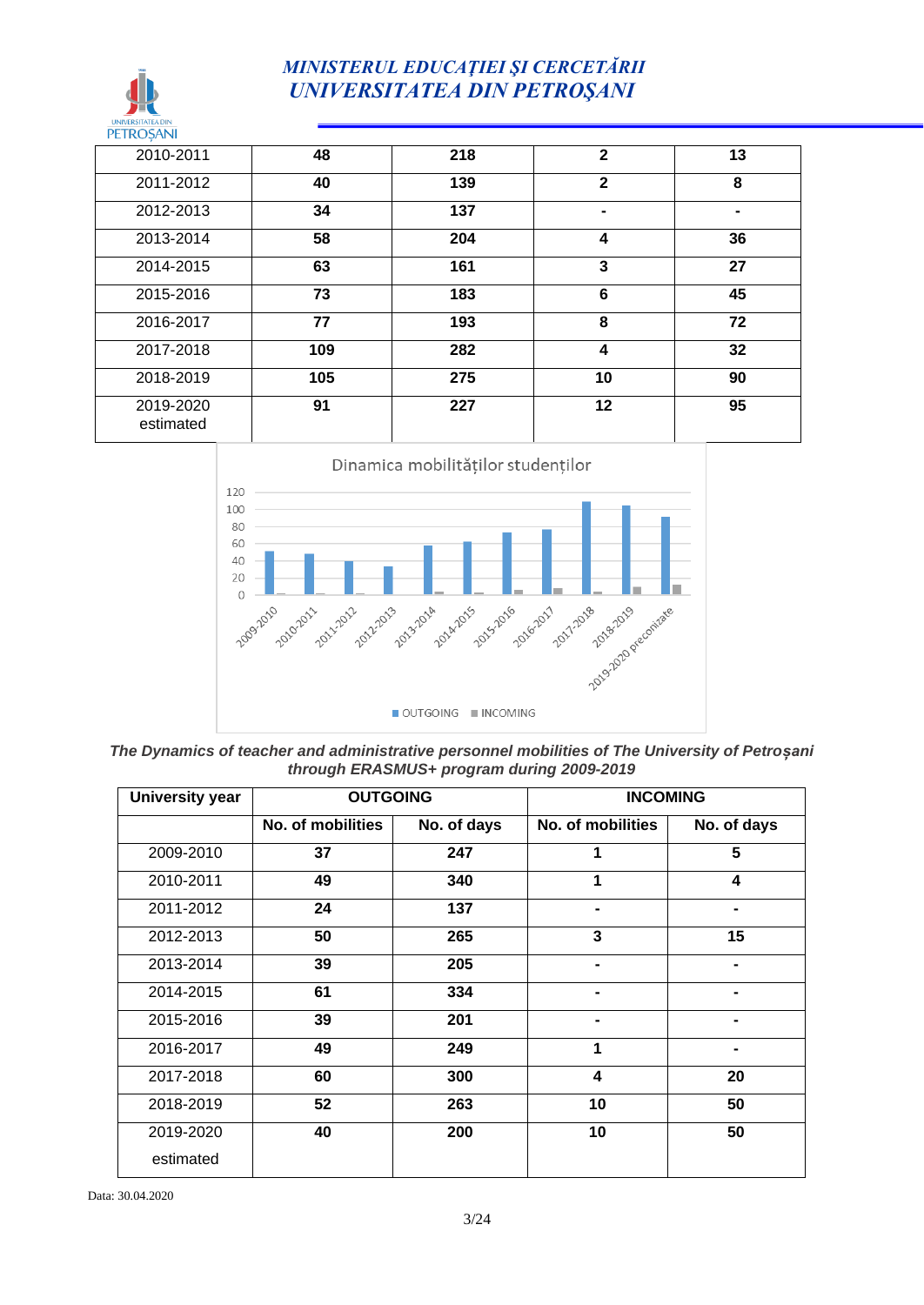| | | | | |
|---|---|---|---|---|
| 2010-2011 | **48** | **218** | **2** | **13** |
| 2011-2012 | **40** | **139** | **2** | **8** |
| 2012-2013 | **34** | **137** | **-** | **-** |
| 2013-2014 | **58** | **204** | **4** | **36** |
| 2014-2015 | **63** | **161** | **3** | **27** |
| 2015-2016 | **73** | **183** | **6** | **45** |
| 2016-2017 | **77** | **193** | **8** | **72** |
| 2017-2018 | **109** | **282** | **4** | **32** |
| 2018-2019 | **105** | **275** | **10** | **90** |
| 2019-2020 estimated | **91** | **227** | **12** | **95** |

Dinamica mobilităților studenților

***The Dynamics of teacher and administrative personnel mobilities of The University of Petroșani through ERASMUS+ program during 2009-2019***

| **University year** | **OUTGOING** | | **INCOMING** | |
|---|---|---|---|---|
| | **No. of mobilities** | **No. of days** | **No. of mobilities** | **No. of days** |
| 2009-2010 | **37** | **247** | **1** | **5** |
| 2010-2011 | **49** | **340** | **1** | **4** |
| 2011-2012 | **24** | **137** | **-** | **-** |
| 2012-2013 | **50** | **265** | **3** | **15** |
| 2013-2014 | **39** | **205** | **-** | **-** |
| 2014-2015 | **61** | **334** | **-** | **-** |
| 2015-2016 | **39** | **201** | **-** | **-** |
| 2016-2017 | **49** | **249** | **1** | **-** |
| 2017-2018 | **60** | **300** | **4** | **20** |
| 2018-2019 | **52** | **263** | **10** | **50** |
| 2019-2020 estimated | **40** | **200** | **10** | **50** |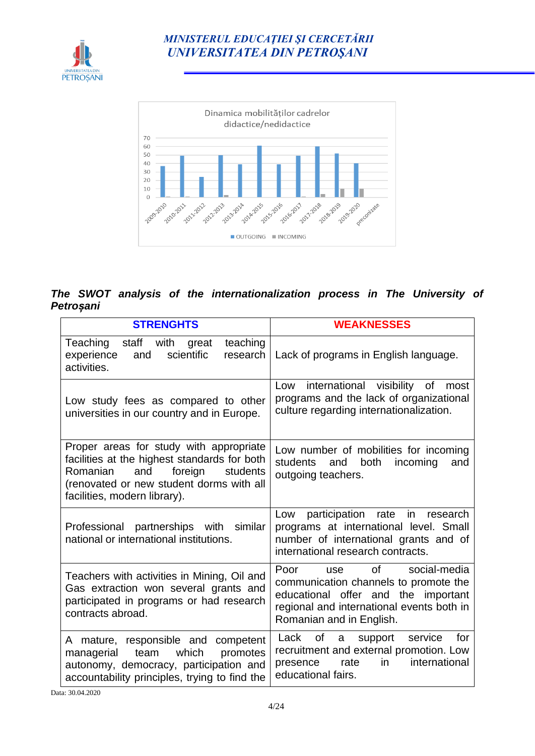Dinamica mobilităților cadrelor didactice/nedidactice

*The SWOT analysis of the internationalization process in The University of Petroșani*

| STRENGHTS | WEAKNESSES |
|---|---|
| Teaching staff with great teaching experience and scientific research activities. | Lack of programs in English language. |
| Low study fees as compared to other universities in our country and in Europe. | Low international visibility of most programs and the lack of organizational culture regarding internationalization. |
| Proper areas for study with appropriate facilities at the highest standards for both Romanian and foreign students (renovated or new student dorms with all facilities, modern library). | Low number of mobilities for incoming students and both incoming and outgoing teachers. |
| Professional partnerships with similar national or international institutions. | Low participation rate in research programs at international level. Small number of international grants and of international research contracts. |
| Teachers with activities in Mining, Oil and Gas extraction won several grants and participated in programs or had research contracts abroad. | Poor use of social-media communication channels to promote the educational offer and the important regional and international events both in Romanian and in English. |
| A mature, responsible and competent managerial team which promotes autonomy, democracy, participation and accountability principles, trying to find the | Lack of a support service for recruitment and external promotion. Low presence rate in international educational fairs. |

Data: 30.04.2020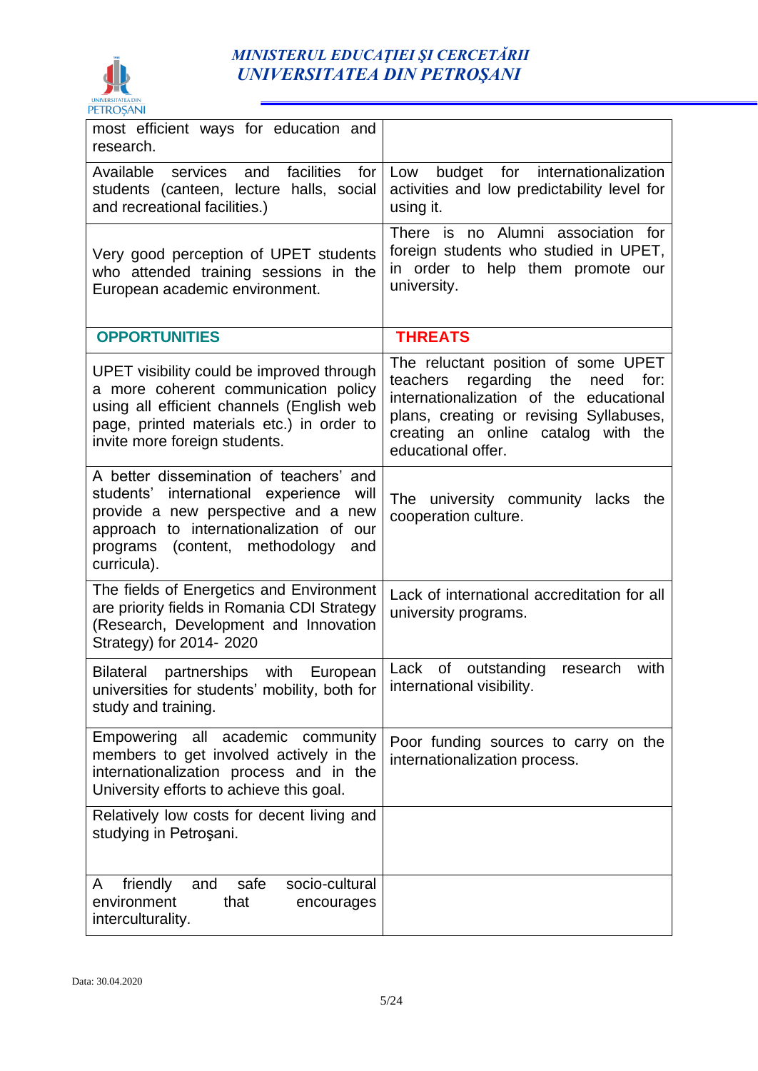| | |
|---|---|
| most efficient ways for education and research. | |
| Available services and facilities for students (canteen, lecture halls, social and recreational facilities.) | Low budget for internationalization activities and low predictability level for using it. |
| Very good perception of UPET students who attended training sessions in the European academic environment. | There is no Alumni association for foreign students who studied in UPET, in order to help them promote our university. |
| **OPPORTUNITIES** | **THREATS** |
| UPET visibility could be improved through a more coherent communication policy using all efficient channels (English web page, printed materials etc.) in order to invite more foreign students. | The reluctant position of some UPET teachers regarding the need for: internationalization of the educational plans, creating or revising Syllabuses, creating an online catalog with the educational offer. |
| A better dissemination of teachers' and students' international experience will provide a new perspective and a new approach to internationalization of our programs (content, methodology and curricula). | The university community lacks the cooperation culture. |
| The fields of Energetics and Environment are priority fields in Romania CDI Strategy (Research, Development and Innovation Strategy) for 2014- 2020 | Lack of international accreditation for all university programs. |
| Bilateral partnerships with European universities for students' mobility, both for study and training. | Lack of outstanding research with international visibility. |
| Empowering all academic community members to get involved actively in the internationalization process and in the University efforts to achieve this goal. | Poor funding sources to carry on the internationalization process. |
| Relatively low costs for decent living and studying in Petroşani. | |
| A friendly and safe socio-cultural environment that encourages interculturality. | |

Data: 30.04.2020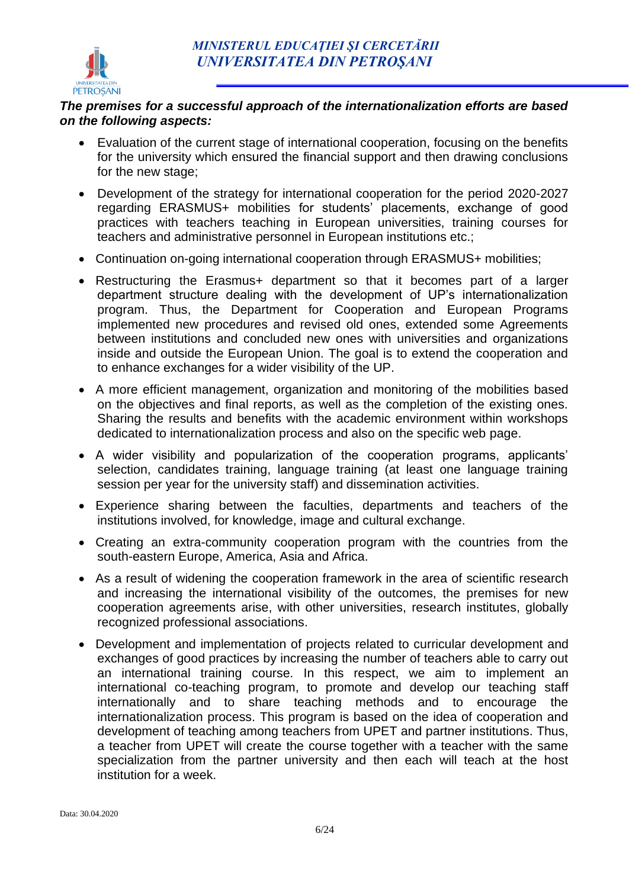***The premises for a successful approach of the internationalization efforts are based on the following aspects:***

- Evaluation of the current stage of international cooperation, focusing on the benefits for the university which ensured the financial support and then drawing conclusions for the new stage;
- Development of the strategy for international cooperation for the period 2020-2027 regarding ERASMUS+ mobilities for students' placements, exchange of good practices with teachers teaching in European universities, training courses for teachers and administrative personnel in European institutions etc.;
- Continuation on-going international cooperation through ERASMUS+ mobilities;
- Restructuring the Erasmus+ department so that it becomes part of a larger department structure dealing with the development of UP's internationalization program. Thus, the Department for Cooperation and European Programs implemented new procedures and revised old ones, extended some Agreements between institutions and concluded new ones with universities and organizations inside and outside the European Union. The goal is to extend the cooperation and to enhance exchanges for a wider visibility of the UP.
- A more efficient management, organization and monitoring of the mobilities based on the objectives and final reports, as well as the completion of the existing ones. Sharing the results and benefits with the academic environment within workshops dedicated to internationalization process and also on the specific web page.
- A wider visibility and popularization of the cooperation programs, applicants' selection, candidates training, language training (at least one language training session per year for the university staff) and dissemination activities.
- Experience sharing between the faculties, departments and teachers of the institutions involved, for knowledge, image and cultural exchange.
- Creating an extra-community cooperation program with the countries from the south-eastern Europe, America, Asia and Africa.
- As a result of widening the cooperation framework in the area of scientific research and increasing the international visibility of the outcomes, the premises for new cooperation agreements arise, with other universities, research institutes, globally recognized professional associations.
- Development and implementation of projects related to curricular development and exchanges of good practices by increasing the number of teachers able to carry out an international training course. In this respect, we aim to implement an international co-teaching program, to promote and develop our teaching staff internationally and to share teaching methods and to encourage the internationalization process. This program is based on the idea of cooperation and development of teaching among teachers from UPET and partner institutions. Thus, a teacher from UPET will create the course together with a teacher with the same specialization from the partner university and then each will teach at the host institution for a week.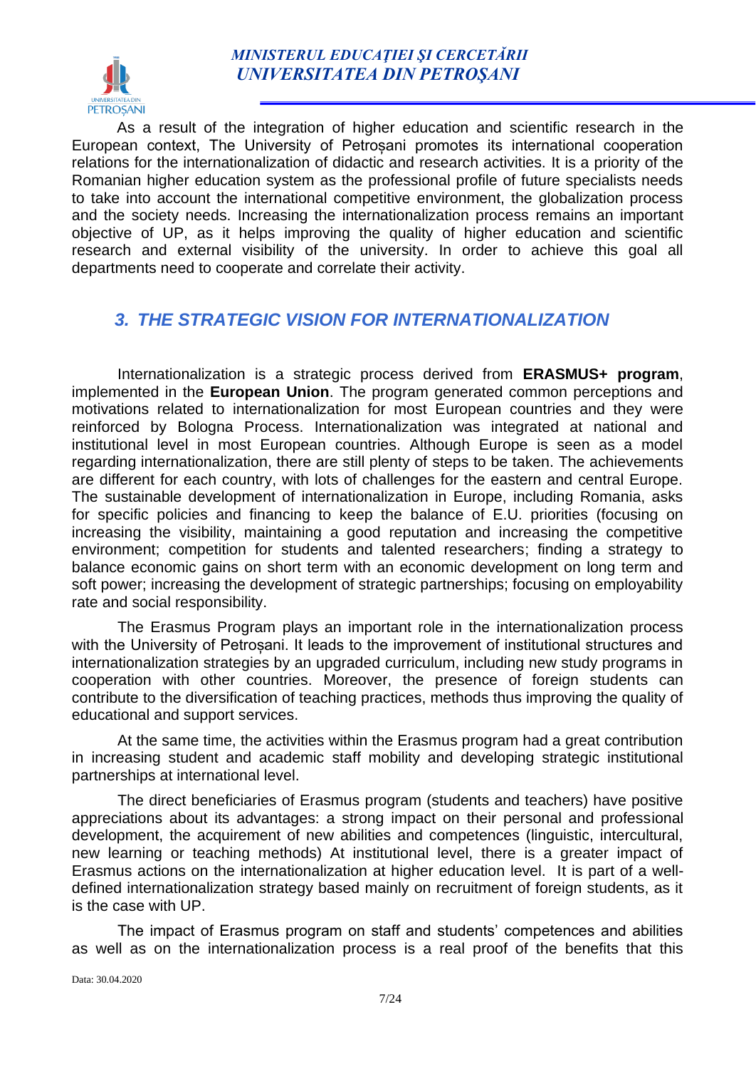As a result of the integration of higher education and scientific research in the European context, The University of Petroșani promotes its international cooperation relations for the internationalization of didactic and research activities. It is a priority of the Romanian higher education system as the professional profile of future specialists needs to take into account the international competitive environment, the globalization process and the society needs. Increasing the internationalization process remains an important objective of UP, as it helps improving the quality of higher education and scientific research and external visibility of the university. In order to achieve this goal all departments need to cooperate and correlate their activity.

## *3. THE STRATEGIC VISION FOR INTERNATIONALIZATION*

Internationalization is a strategic process derived from **ERASMUS+ program**, implemented in the **European Union**. The program generated common perceptions and motivations related to internationalization for most European countries and they were reinforced by Bologna Process. Internationalization was integrated at national and institutional level in most European countries. Although Europe is seen as a model regarding internationalization, there are still plenty of steps to be taken. The achievements are different for each country, with lots of challenges for the eastern and central Europe. The sustainable development of internationalization in Europe, including Romania, asks for specific policies and financing to keep the balance of E.U. priorities (focusing on increasing the visibility, maintaining a good reputation and increasing the competitive environment; competition for students and talented researchers; finding a strategy to balance economic gains on short term with an economic development on long term and soft power; increasing the development of strategic partnerships; focusing on employability rate and social responsibility.

The Erasmus Program plays an important role in the internationalization process with the University of Petroșani. It leads to the improvement of institutional structures and internationalization strategies by an upgraded curriculum, including new study programs in cooperation with other countries. Moreover, the presence of foreign students can contribute to the diversification of teaching practices, methods thus improving the quality of educational and support services.

At the same time, the activities within the Erasmus program had a great contribution in increasing student and academic staff mobility and developing strategic institutional partnerships at international level.

The direct beneficiaries of Erasmus program (students and teachers) have positive appreciations about its advantages: a strong impact on their personal and professional development, the acquirement of new abilities and competences (linguistic, intercultural, new learning or teaching methods) At institutional level, there is a greater impact of Erasmus actions on the internationalization at higher education level. It is part of a well-defined internationalization strategy based mainly on recruitment of foreign students, as it is the case with UP.

The impact of Erasmus program on staff and students' competences and abilities as well as on the internationalization process is a real proof of the benefits that this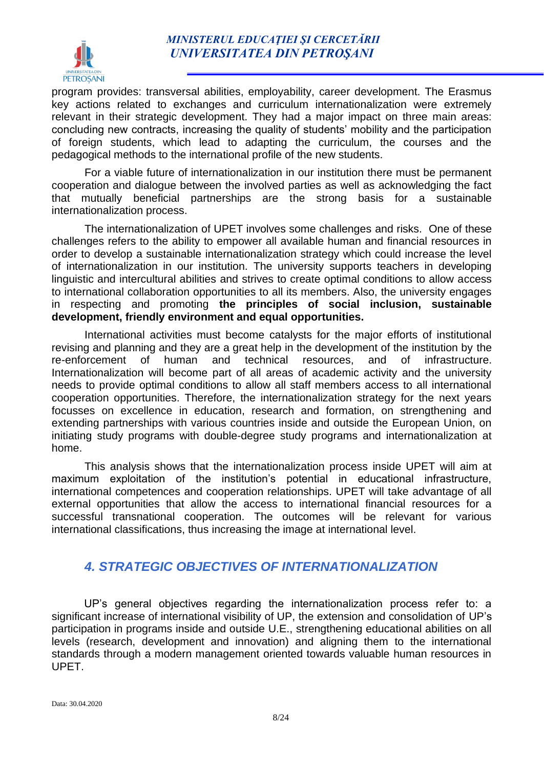program provides: transversal abilities, employability, career development. The Erasmus key actions related to exchanges and curriculum internationalization were extremely relevant in their strategic development. They had a major impact on three main areas: concluding new contracts, increasing the quality of students' mobility and the participation of foreign students, which lead to adapting the curriculum, the courses and the pedagogical methods to the international profile of the new students.

For a viable future of internationalization in our institution there must be permanent cooperation and dialogue between the involved parties as well as acknowledging the fact that mutually beneficial partnerships are the strong basis for a sustainable internationalization process.

The internationalization of UPET involves some challenges and risks. One of these challenges refers to the ability to empower all available human and financial resources in order to develop a sustainable internationalization strategy which could increase the level of internationalization in our institution. The university supports teachers in developing linguistic and intercultural abilities and strives to create optimal conditions to allow access to international collaboration opportunities to all its members. Also, the university engages in respecting and promoting **the principles of social inclusion, sustainable development, friendly environment and equal opportunities.**

International activities must become catalysts for the major efforts of institutional revising and planning and they are a great help in the development of the institution by the re-enforcement of human and technical resources, and of infrastructure. Internationalization will become part of all areas of academic activity and the university needs to provide optimal conditions to allow all staff members access to all international cooperation opportunities. Therefore, the internationalization strategy for the next years focusses on excellence in education, research and formation, on strengthening and extending partnerships with various countries inside and outside the European Union, on initiating study programs with double-degree study programs and internationalization at home.

This analysis shows that the internationalization process inside UPET will aim at maximum exploitation of the institution's potential in educational infrastructure, international competences and cooperation relationships. UPET will take advantage of all external opportunities that allow the access to international financial resources for a successful transnational cooperation. The outcomes will be relevant for various international classifications, thus increasing the image at international level.

## *4. STRATEGIC OBJECTIVES OF INTERNATIONALIZATION*

UP's general objectives regarding the internationalization process refer to: a significant increase of international visibility of UP, the extension and consolidation of UP's participation in programs inside and outside U.E., strengthening educational abilities on all levels (research, development and innovation) and aligning them to the international standards through a modern management oriented towards valuable human resources in UPET.

Data: 30.04.2020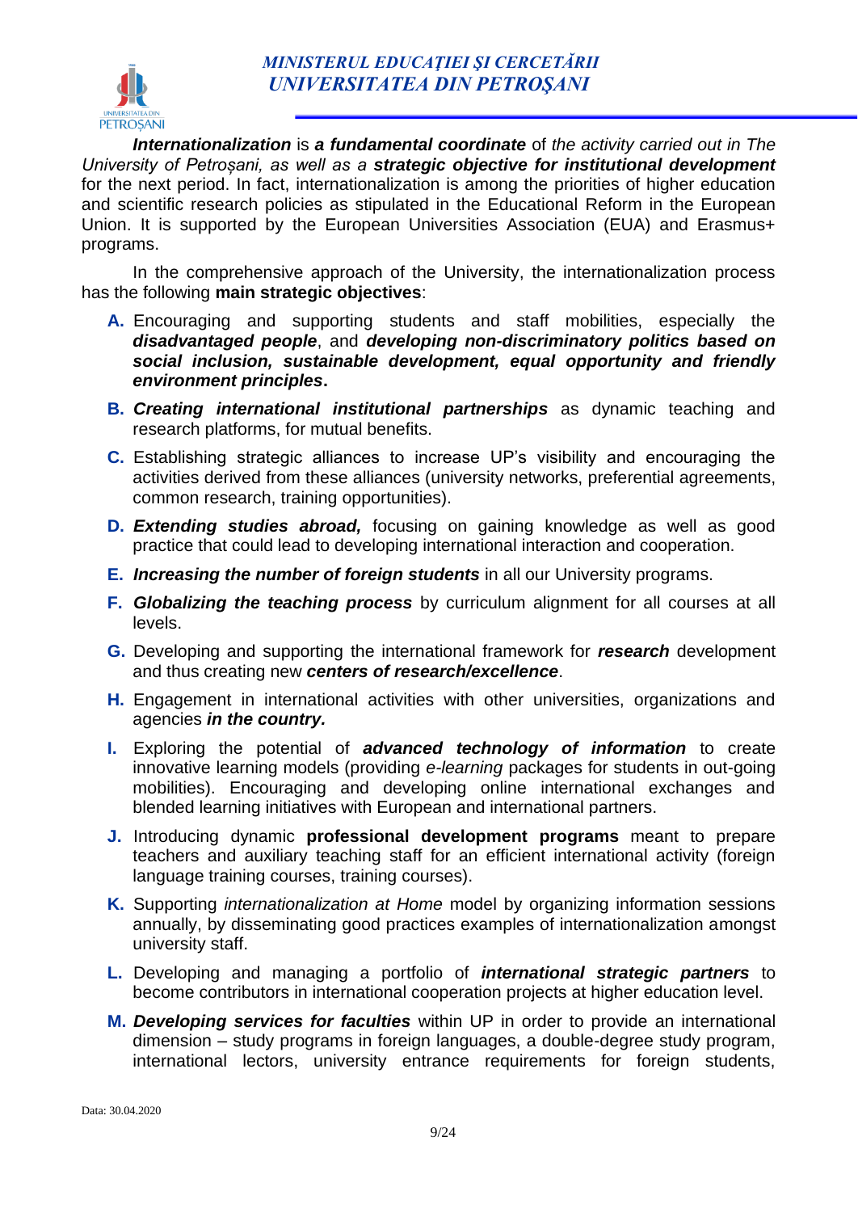***Internationalization*** is ***a fundamental coordinate*** of *the activity carried out in The University of Petroșani, as well as a* ***strategic objective for institutional development*** for the next period. In fact, internationalization is among the priorities of higher education and scientific research policies as stipulated in the Educational Reform in the European Union. It is supported by the European Universities Association (EUA) and Erasmus+ programs.

In the comprehensive approach of the University, the internationalization process has the following **main strategic objectives**:

**A.** Encouraging and supporting students and staff mobilities, especially the ***disadvantaged people***, and ***developing non-discriminatory politics based on social inclusion, sustainable development, equal opportunity and friendly environment principles*****.**

**B.** ***Creating international institutional partnerships*** as dynamic teaching and research platforms, for mutual benefits.

**C.** Establishing strategic alliances to increase UP's visibility and encouraging the activities derived from these alliances (university networks, preferential agreements, common research, training opportunities).

**D.** ***Extending studies abroad,*** focusing on gaining knowledge as well as good practice that could lead to developing international interaction and cooperation.

**E.** ***Increasing the number of foreign students*** in all our University programs.

**F.** ***Globalizing the teaching process*** by curriculum alignment for all courses at all levels.

**G.** Developing and supporting the international framework for ***research*** development and thus creating new ***centers of research/excellence***.

**H.** Engagement in international activities with other universities, organizations and agencies ***in the country.***

**I.** Exploring the potential of ***advanced technology of information*** to create innovative learning models (providing *e-learning* packages for students in out-going mobilities). Encouraging and developing online international exchanges and blended learning initiatives with European and international partners.

**J.** Introducing dynamic **professional development programs** meant to prepare teachers and auxiliary teaching staff for an efficient international activity (foreign language training courses, training courses).

**K.** Supporting *internationalization at Home* model by organizing information sessions annually, by disseminating good practices examples of internationalization amongst university staff.

**L.** Developing and managing a portfolio of ***international strategic partners*** to become contributors in international cooperation projects at higher education level.

**M.** ***Developing services for faculties*** within UP in order to provide an international dimension – study programs in foreign languages, a double-degree study program, international lectors, university entrance requirements for foreign students,

Data: 30.04.2020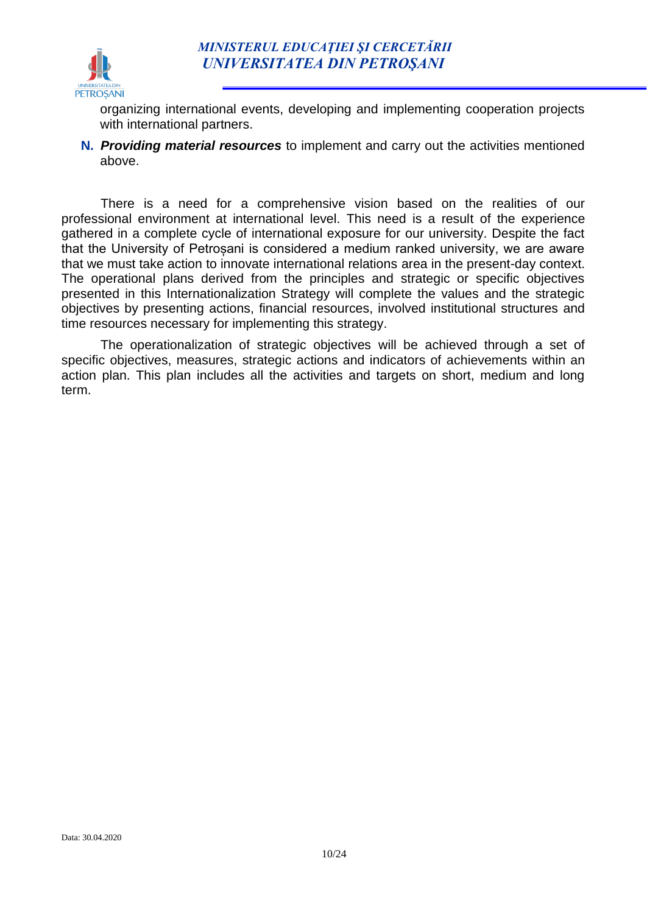organizing international events, developing and implementing cooperation projects with international partners.

**N.** ***Providing material resources*** to implement and carry out the activities mentioned above.

There is a need for a comprehensive vision based on the realities of our professional environment at international level. This need is a result of the experience gathered in a complete cycle of international exposure for our university. Despite the fact that the University of Petroșani is considered a medium ranked university, we are aware that we must take action to innovate international relations area in the present-day context. The operational plans derived from the principles and strategic or specific objectives presented in this Internationalization Strategy will complete the values and the strategic objectives by presenting actions, financial resources, involved institutional structures and time resources necessary for implementing this strategy.

The operationalization of strategic objectives will be achieved through a set of specific objectives, measures, strategic actions and indicators of achievements within an action plan. This plan includes all the activities and targets on short, medium and long term.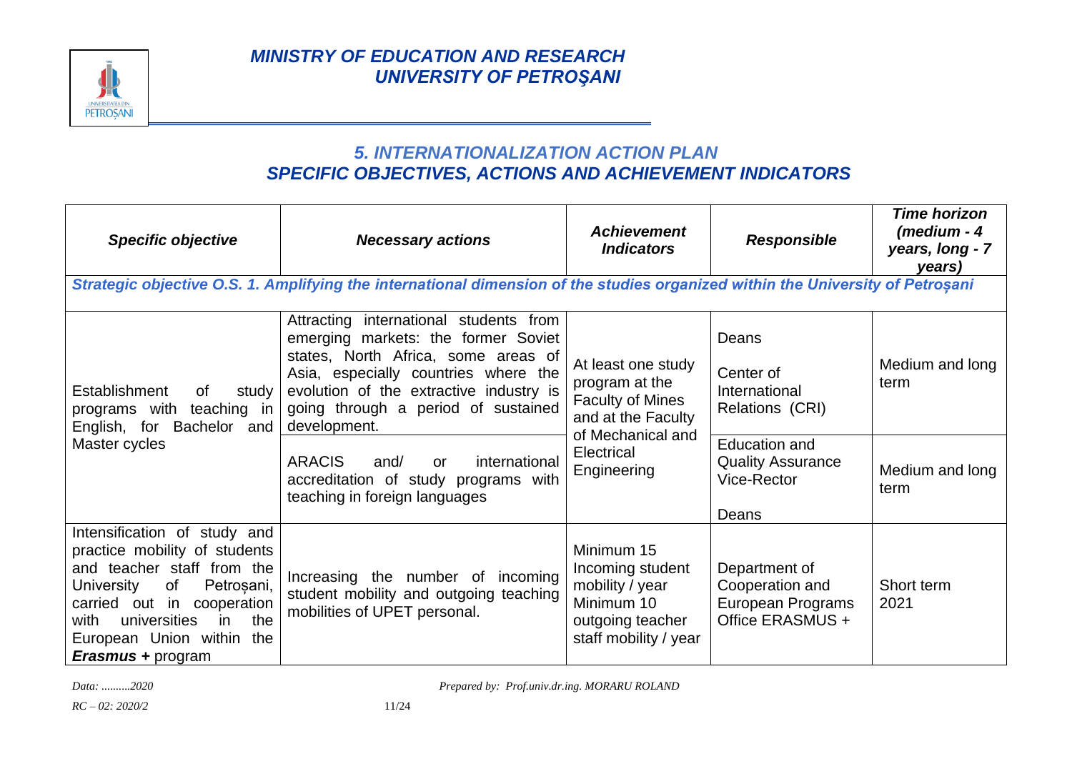# MINISTRY OF EDUCATION AND RESEARCH
# UNIVERSITY OF PETROŞANI

## *5. INTERNATIONALIZATION ACTION PLAN*
## *SPECIFIC OBJECTIVES, ACTIONS AND ACHIEVEMENT INDICATORS*

| ***Specific objective*** | ***Necessary actions*** | ***Achievement Indicators*** | ***Responsible*** | ***Time horizon (medium - 4 years, long - 7 years)*** |
|---|---|---|---|---|
| ***Strategic objective O.S. 1. Amplifying the international dimension of the studies organized within the University of Petroșani*** | | | | |
| Establishment of study programs with teaching in English, for Bachelor and Master cycles | Attracting international students from emerging markets: the former Soviet states, North Africa, some areas of Asia, especially countries where the evolution of the extractive industry is going through a period of sustained development. | At least one study program at the Faculty of Mines and at the Faculty of Mechanical and Electrical Engineering | Deans<br>Center of International Relations (CRI) | Medium and long term |
| | ARACIS and/ or international accreditation of study programs with teaching in foreign languages | | Education and Quality Assurance Vice-Rector<br>Deans | Medium and long term |
| Intensification of study and practice mobility of students and teacher staff from the University of Petroșani, carried out in cooperation with universities in the European Union within the ***Erasmus +*** program | Increasing the number of incoming student mobility and outgoing teaching mobilities of UPET personal. | Minimum 15 Incoming student mobility / year<br>Minimum 10 outgoing teacher staff mobility / year | Department of Cooperation and European Programs Office ERASMUS + | Short term 2021 |

*Data: ..........2020* *Prepared by: Prof.univ.dr.ing. MORARU ROLAND*

*RC – 02: 2020/2*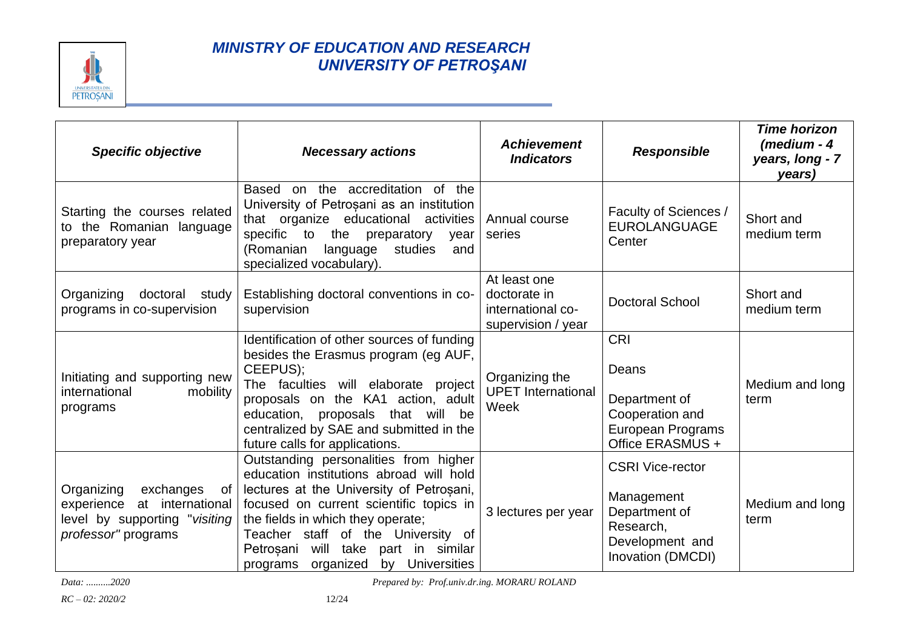| *Specific objective* | *Necessary actions* | *Achievement Indicators* | *Responsible* | *Time horizon (medium - 4 years, long - 7 years)* |
|---|---|---|---|---|
| Starting the courses related to the Romanian language preparatory year | Based on the accreditation of the University of Petroșani as an institution that organize educational activities specific to the preparatory year (Romanian language studies and specialized vocabulary). | Annual course series | Faculty of Sciences / EUROLANGUAGE Center | Short and medium term |
| Organizing doctoral study programs in co-supervision | Establishing doctoral conventions in co-supervision | At least one doctorate in international co-supervision / year | Doctoral School | Short and medium term |
| Initiating and supporting new international mobility programs | Identification of other sources of funding besides the Erasmus program (eg AUF, CEEPUS); The faculties will elaborate project proposals on the KA1 action, adult education, proposals that will be centralized by SAE and submitted in the future calls for applications. | Organizing the UPET International Week | CRI<br><br>Deans<br><br>Department of Cooperation and European Programs Office ERASMUS + | Medium and long term |
| Organizing exchanges of experience at international level by supporting "*visiting professor*" programs | Outstanding personalities from higher education institutions abroad will hold lectures at the University of Petroșani, focused on current scientific topics in the fields in which they operate; Teacher staff of the University of Petroșani will take part in similar programs organized by Universities | 3 lectures per year | CSRI Vice-rector<br><br>Management Department of Research, Development and Inovation (DMCDI) | Medium and long term |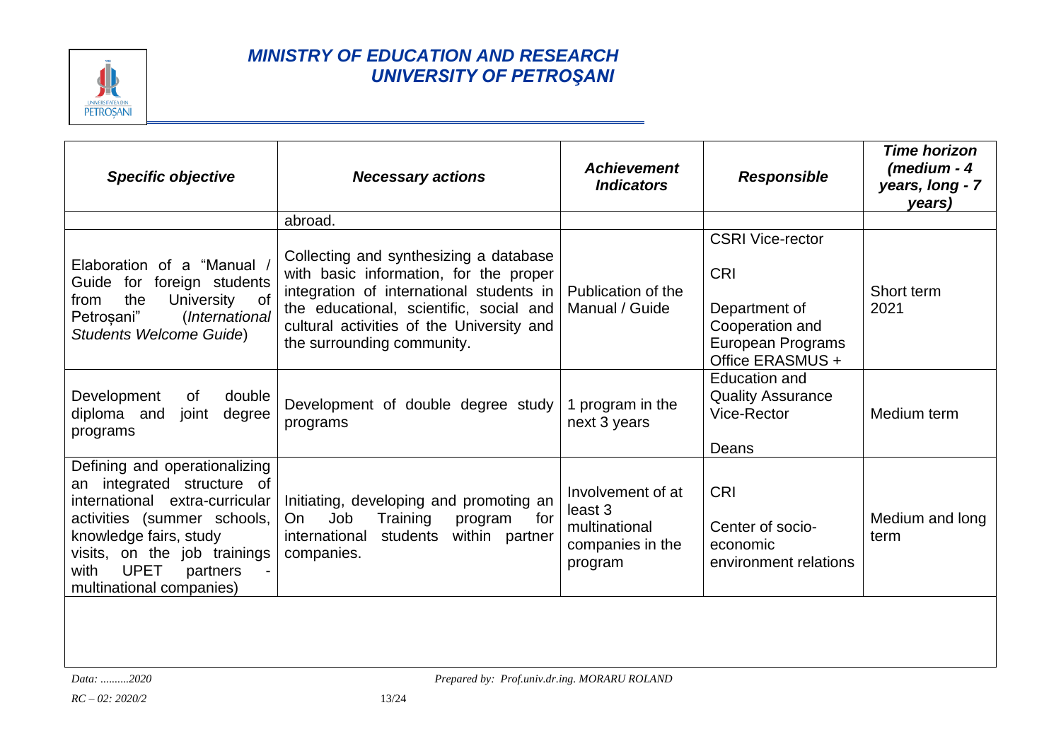| *Specific objective* | *Necessary actions* | *Achievement Indicators* | *Responsible* | *Time horizon (medium - 4 years, long - 7 years)* |
|---|---|---|---|---|
| | abroad. | | | |
| Elaboration of a "Manual / Guide for foreign students from the University of Petroșani" (*International Students Welcome Guide*) | Collecting and synthesizing a database with basic information, for the proper integration of international students in the educational, scientific, social and cultural activities of the University and the surrounding community. | Publication of the Manual / Guide | CSRI Vice-rector<br>CRI<br>Department of Cooperation and European Programs Office ERASMUS + | Short term 2021 |
| Development of double diploma and joint degree programs | Development of double degree study programs | 1 program in the next 3 years | Education and Quality Assurance Vice-Rector<br>Deans | Medium term |
| Defining and operationalizing an integrated structure of international extra-curricular activities (summer schools, knowledge fairs, study visits, on the job trainings with UPET partners - multinational companies) | Initiating, developing and promoting an On Job Training program for international students within partner companies. | Involvement of at least 3 multinational companies in the program | CRI<br>Center of socio-economic environment relations | Medium and long term |

*Data: ..........2020* *Prepared by: Prof.univ.dr.ing. MORARU ROLAND*

*RC – 02: 2020/2*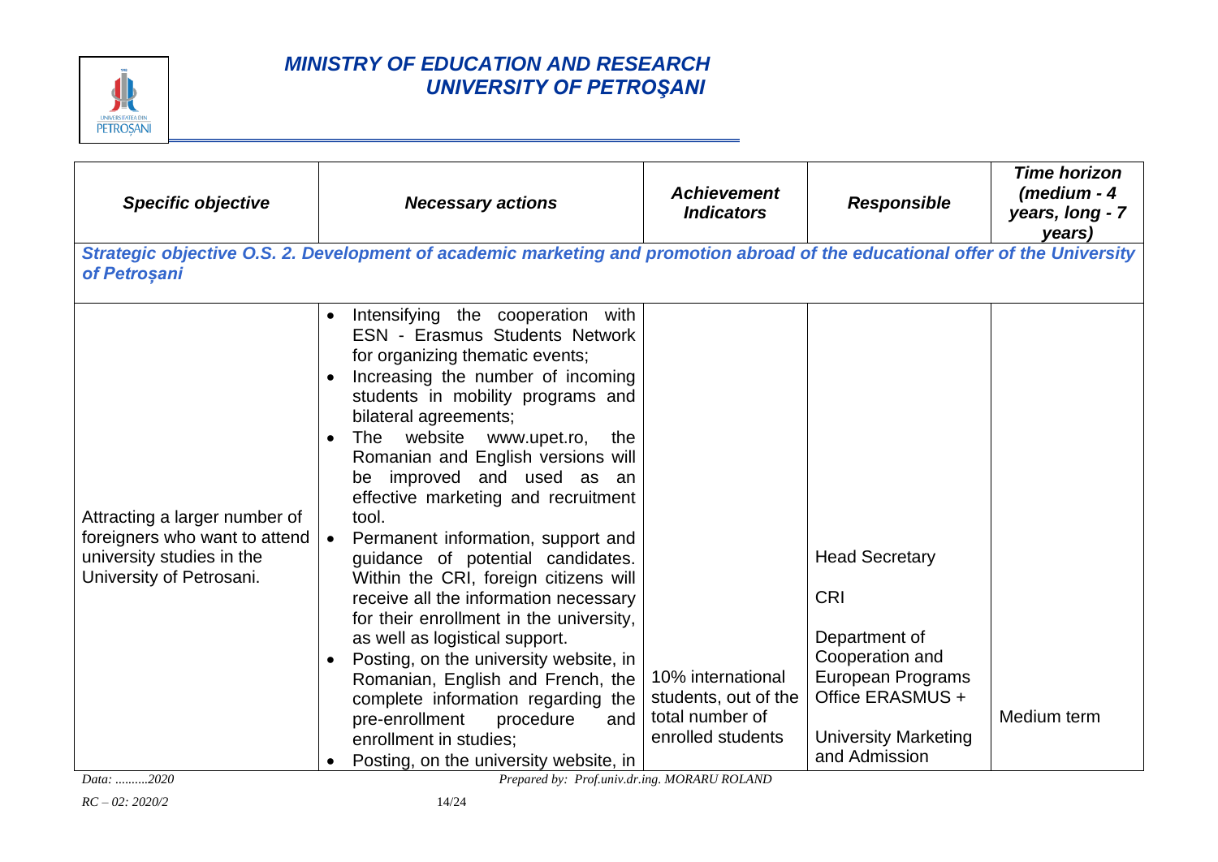| *Specific objective* | *Necessary actions* | *Achievement Indicators* | *Responsible* | *Time horizon (medium - 4 years, long - 7 years)* |
|---|---|---|---|---|
| ***Strategic objective O.S. 2. Development of academic marketing and promotion abroad of the educational offer of the University of Petroșani*** | | | | |
| Attracting a larger number of foreigners who want to attend university studies in the University of Petrosani. | • Intensifying the cooperation with ESN - Erasmus Students Network for organizing thematic events;<br>• Increasing the number of incoming students in mobility programs and bilateral agreements;<br>• The website www.upet.ro, the Romanian and English versions will be improved and used as an effective marketing and recruitment tool.<br>• Permanent information, support and guidance of potential candidates. Within the CRI, foreign citizens will receive all the information necessary for their enrollment in the university, as well as logistical support.<br>• Posting, on the university website, in Romanian, English and French, the complete information regarding the pre-enrollment procedure and enrollment in studies;<br>• Posting, on the university website, in | 10% international students, out of the total number of enrolled students | Head Secretary<br>CRI<br>Department of Cooperation and European Programs Office ERASMUS +<br>University Marketing and Admission | Medium term |

*Data: ..........2020* *Prepared by: Prof.univ.dr.ing. MORARU ROLAND*

*RC – 02: 2020/2*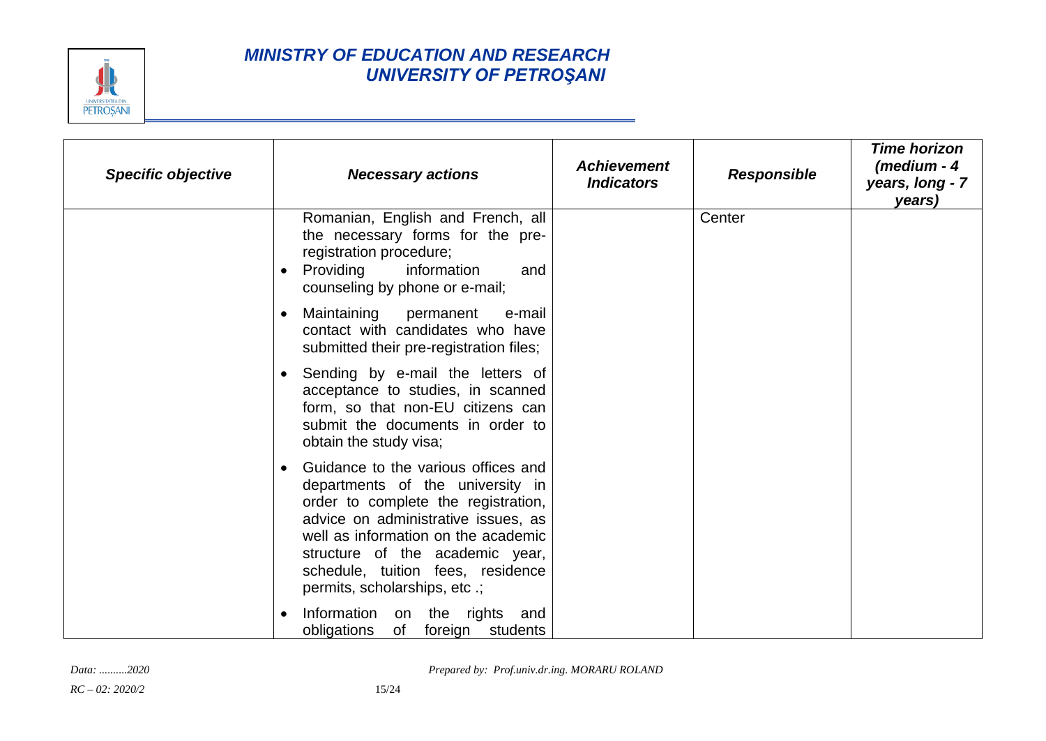| *Specific objective* | *Necessary actions* | *Achievement Indicators* | *Responsible* | *Time horizon (medium - 4 years, long - 7 years)* |
|---|---|---|---|---|
| | Romanian, English and French, all the necessary forms for the pre-registration procedure;<br>• Providing information and counseling by phone or e-mail;<br>• Maintaining permanent e-mail contact with candidates who have submitted their pre-registration files;<br>• Sending by e-mail the letters of acceptance to studies, in scanned form, so that non-EU citizens can submit the documents in order to obtain the study visa;<br>• Guidance to the various offices and departments of the university in order to complete the registration, advice on administrative issues, as well as information on the academic structure of the academic year, schedule, tuition fees, residence permits, scholarships, etc .;<br>• Information on the rights and obligations of foreign students | | Center | |

*Data: ..........2020*

*Prepared by: Prof.univ.dr.ing. MORARU ROLAND*

*RC – 02: 2020/2*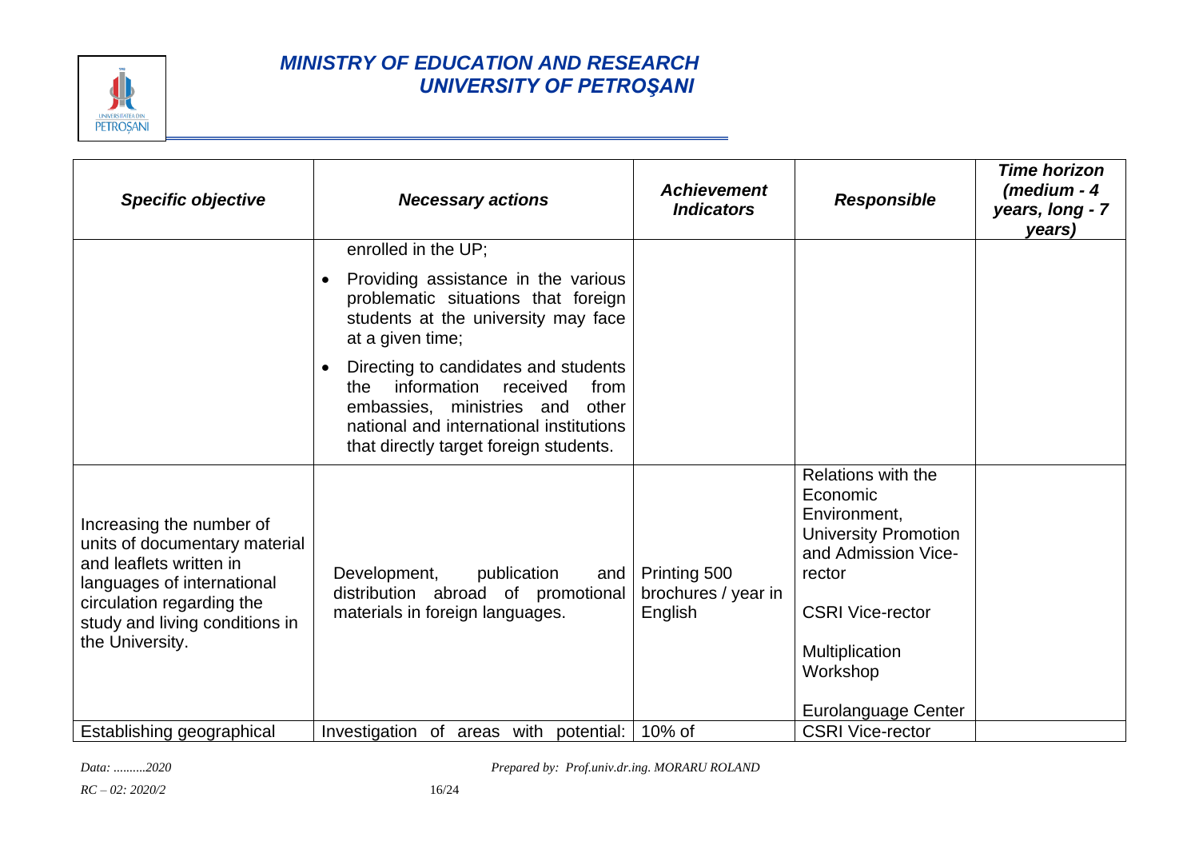| *Specific objective* | *Necessary actions* | *Achievement Indicators* | *Responsible* | *Time horizon (medium - 4 years, long - 7 years)* |
|---|---|---|---|---|
| | enrolled in the UP;<br>• Providing assistance in the various problematic situations that foreign students at the university may face at a given time;<br>• Directing to candidates and students the information received from embassies, ministries and other national and international institutions that directly target foreign students. | | | |
| Increasing the number of units of documentary material and leaflets written in languages of international circulation regarding the study and living conditions in the University. | Development, publication and distribution abroad of promotional materials in foreign languages. | Printing 500 brochures / year in English | Relations with the Economic Environment, University Promotion and Admission Vice-rector<br><br>CSRI Vice-rector<br><br>Multiplication Workshop<br><br>Eurolanguage Center | |
| Establishing geographical | Investigation of areas with potential: | 10% of | CSRI Vice-rector | |

*Data: ..........2020* *Prepared by: Prof.univ.dr.ing. MORARU ROLAND*

*RC – 02: 2020/2*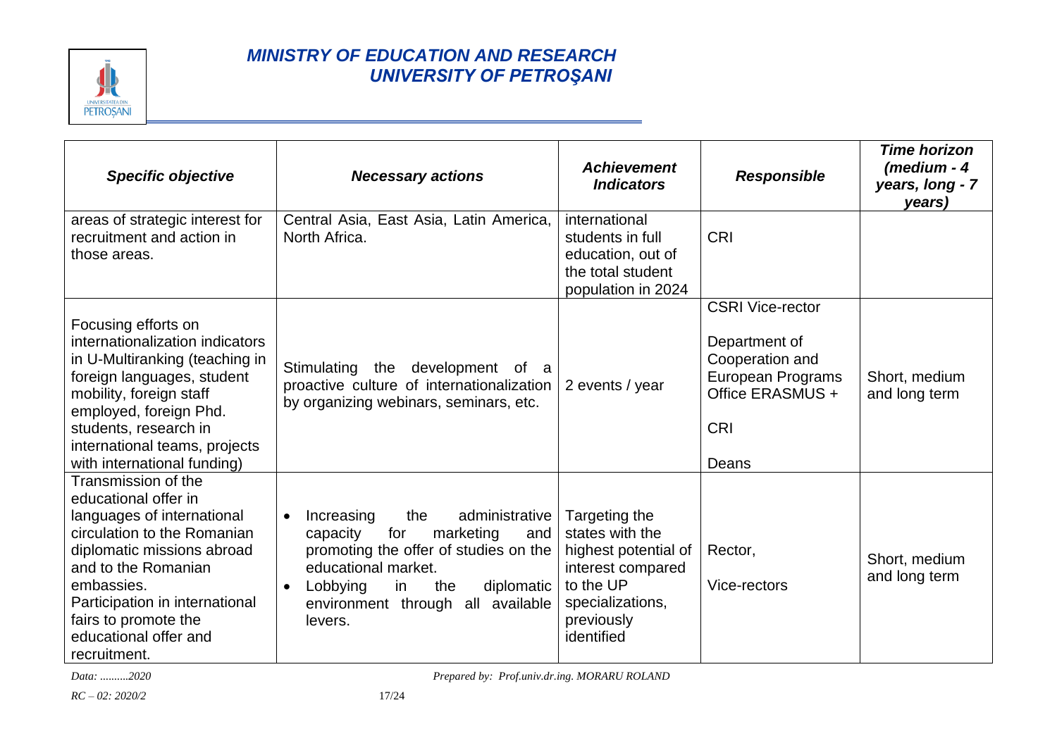| ***Specific objective*** | ***Necessary actions*** | ***Achievement Indicators*** | ***Responsible*** | ***Time horizon (medium - 4 years, long - 7 years)*** |
|---|---|---|---|---|
| areas of strategic interest for recruitment and action in those areas. | Central Asia, East Asia, Latin America, North Africa. | international students in full education, out of the total student population in 2024 | CRI | |
| Focusing efforts on internationalization indicators in U-Multiranking (teaching in foreign languages, student mobility, foreign staff employed, foreign Phd. students, research in international teams, projects with international funding) | Stimulating the development of a proactive culture of internationalization by organizing webinars, seminars, etc. | 2 events / year | CSRI Vice-rector<br><br>Department of Cooperation and European Programs Office ERASMUS +<br><br>CRI<br><br>Deans | Short, medium and long term |
| Transmission of the educational offer in languages of international circulation to the Romanian diplomatic missions abroad and to the Romanian embassies.<br>Participation in international fairs to promote the educational offer and recruitment. | • Increasing the administrative capacity for marketing and promoting the offer of studies on the educational market.<br>• Lobbying in the diplomatic environment through all available levers. | Targeting the states with the highest potential of interest compared to the UP specializations, previously identified | Rector,<br><br>Vice-rectors | Short, medium and long term |

*Data: ..........2020* *Prepared by: Prof.univ.dr.ing. MORARU ROLAND*

*RC – 02: 2020/2*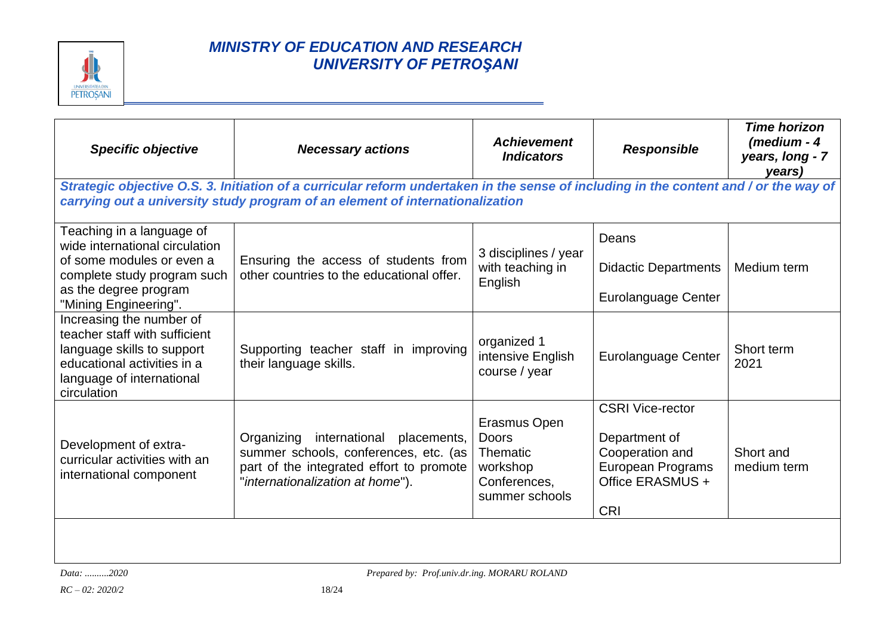| *Specific objective* | *Necessary actions* | *Achievement Indicators* | *Responsible* | *Time horizon (medium - 4 years, long - 7 years)* |
|---|---|---|---|---|
| ***Strategic objective O.S. 3. Initiation of a curricular reform undertaken in the sense of including in the content and / or the way of carrying out a university study program of an element of internationalization*** | | | | |
| Teaching in a language of wide international circulation of some modules or even a complete study program such as the degree program "Mining Engineering". | Ensuring the access of students from other countries to the educational offer. | 3 disciplines / year with teaching in English | Deans<br>Didactic Departments<br>Eurolanguage Center | Medium term |
| Increasing the number of teacher staff with sufficient language skills to support educational activities in a language of international circulation | Supporting teacher staff in improving their language skills. | organized 1 intensive English course / year | Eurolanguage Center | Short term 2021 |
| Development of extra-curricular activities with an international component | Organizing international placements, summer schools, conferences, etc. (as part of the integrated effort to promote "*internationalization at home*"). | Erasmus Open Doors<br>Thematic workshop<br>Conferences, summer schools | CSRI Vice-rector<br>Department of Cooperation and European Programs Office ERASMUS +<br>CRI | Short and medium term |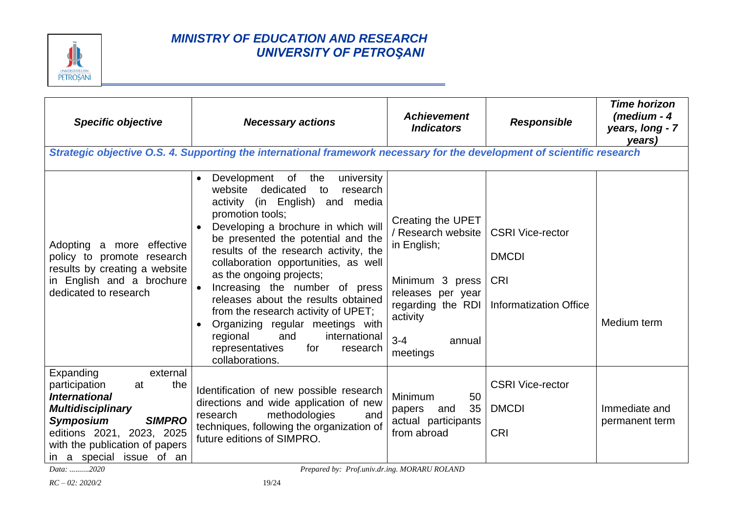| *Specific objective* | *Necessary actions* | *Achievement Indicators* | *Responsible* | *Time horizon (medium - 4 years, long - 7 years)* |
|---|---|---|---|---|
| ***Strategic objective O.S. 4. Supporting the international framework necessary for the development of scientific research*** | | | | |
| Adopting a more effective policy to promote research results by creating a website in English and a brochure dedicated to research | • Development of the university website dedicated to research activity (in English) and media promotion tools;<br>• Developing a brochure in which will be presented the potential and the results of the research activity, the collaboration opportunities, as well as the ongoing projects;<br>• Increasing the number of press releases about the results obtained from the research activity of UPET;<br>• Organizing regular meetings with regional and international representatives for research collaborations. | Creating the UPET / Research website in English;<br><br>Minimum 3 press releases per year regarding the RDI activity<br><br>3-4 annual meetings | CSRI Vice-rector<br><br>DMCDI<br><br>CRI<br><br>Informatization Office | Medium term |
| Expanding external participation at the ***International Multidisciplinary Symposium SIMPRO*** editions 2021, 2023, 2025 with the publication of papers in a special issue of an | Identification of new possible research directions and wide application of new research methodologies and techniques, following the organization of future editions of SIMPRO. | Minimum 50 papers and 35 actual participants from abroad | CSRI Vice-rector<br><br>DMCDI<br><br>CRI | Immediate and permanent term |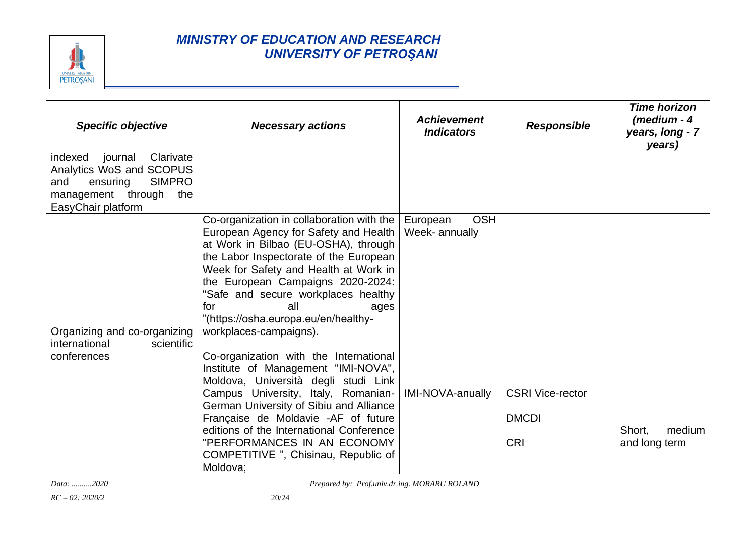| *Specific objective* | *Necessary actions* | *Achievement Indicators* | *Responsible* | *Time horizon (medium - 4 years, long - 7 years)* |
|---|---|---|---|---|
| indexed journal Clarivate Analytics WoS and SCOPUS and ensuring SIMPRO management through the EasyChair platform | | | | |
| Organizing and co-organizing international scientific conferences | Co-organization in collaboration with the European Agency for Safety and Health at Work in Bilbao (EU-OSHA), through the Labor Inspectorate of the European Week for Safety and Health at Work in the European Campaigns 2020-2024: "Safe and secure workplaces healthy for all ages "(https://osha.europa.eu/en/healthy-workplaces-campaigns).<br><br>Co-organization with the International Institute of Management "IMI-NOVA", Moldova, Università degli studi Link Campus University, Italy, Romanian-German University of Sibiu and Alliance Française de Moldavie -AF of future editions of the International Conference "PERFORMANCES IN AN ECONOMY COMPETITIVE ", Chisinau, Republic of Moldova; | European OSH Week- annually<br><br>IMI-NOVA-anually | CSRI Vice-rector<br><br>DMCDI<br><br>CRI | Short, medium and long term |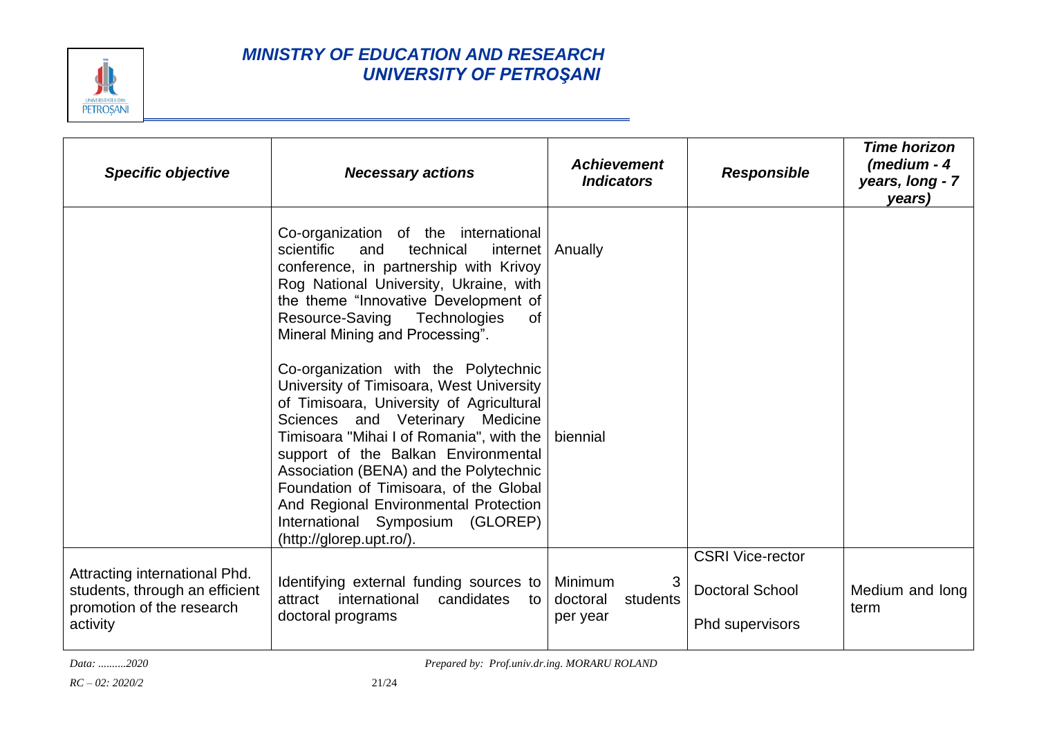| *Specific objective* | *Necessary actions* | *Achievement Indicators* | *Responsible* | *Time horizon (medium - 4 years, long - 7 years)* |
|---|---|---|---|---|
| | Co-organization of the international scientific and technical internet conference, in partnership with Krivoy Rog National University, Ukraine, with the theme "Innovative Development of Resource-Saving Technologies of Mineral Mining and Processing". | Anually | | |
| | Co-organization with the Polytechnic University of Timisoara, West University of Timisoara, University of Agricultural Sciences and Veterinary Medicine Timisoara "Mihai I of Romania", with the support of the Balkan Environmental Association (BENA) and the Polytechnic Foundation of Timisoara, of the Global And Regional Environmental Protection International Symposium (GLOREP) (http://glorep.upt.ro/). | biennial | | |
| Attracting international Phd. students, through an efficient promotion of the research activity | Identifying external funding sources to attract international candidates to doctoral programs | Minimum 3 doctoral students per year | CSRI Vice-rector<br>Doctoral School<br>Phd supervisors | Medium and long term |

*Data: ..........2020* *Prepared by: Prof.univ.dr.ing. MORARU ROLAND*

*RC – 02: 2020/2*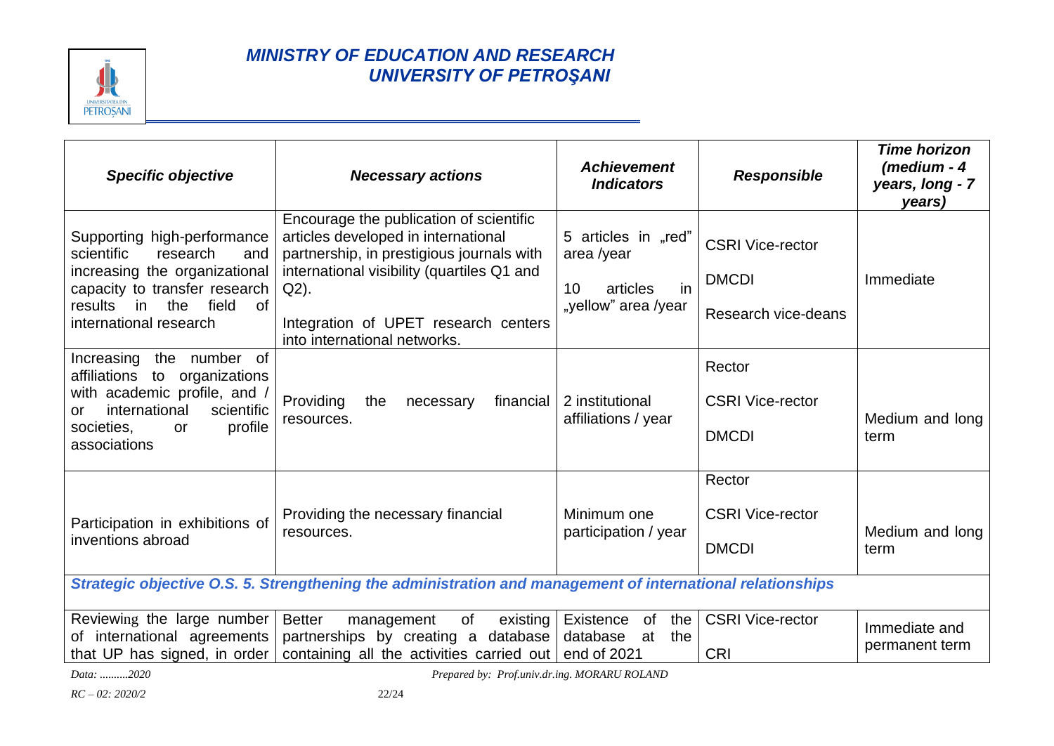| *Specific objective* | *Necessary actions* | *Achievement Indicators* | *Responsible* | *Time horizon (medium - 4 years, long - 7 years)* |
|---|---|---|---|---|
| Supporting high-performance scientific research and increasing the organizational capacity to transfer research results in the field of international research | Encourage the publication of scientific articles developed in international partnership, in prestigious journals with international visibility (quartiles Q1 and Q2).<br><br>Integration of UPET research centers into international networks. | 5 articles in „red" area /year<br><br>10 articles in „yellow" area /year | CSRI Vice-rector<br><br>DMCDI<br><br>Research vice-deans | Immediate |
| Increasing the number of affiliations to organizations with academic profile, and / or international scientific societies, or profile associations | Providing the necessary financial resources. | 2 institutional affiliations / year | Rector<br><br>CSRI Vice-rector<br><br>DMCDI | Medium and long term |
| Participation in exhibitions of inventions abroad | Providing the necessary financial resources. | Minimum one participation / year | Rector<br><br>CSRI Vice-rector<br><br>DMCDI | Medium and long term |
| ***Strategic objective O.S. 5. Strengthening the administration and management of international relationships*** | | | | |
| Reviewing the large number of international agreements that UP has signed, in order | Better management of existing partnerships by creating a database containing all the activities carried out | Existence of the database at the end of 2021 | CSRI Vice-rector<br><br>CRI | Immediate and permanent term |

*Data: ..........2020* *Prepared by: Prof.univ.dr.ing. MORARU ROLAND*

*RC – 02: 2020/2*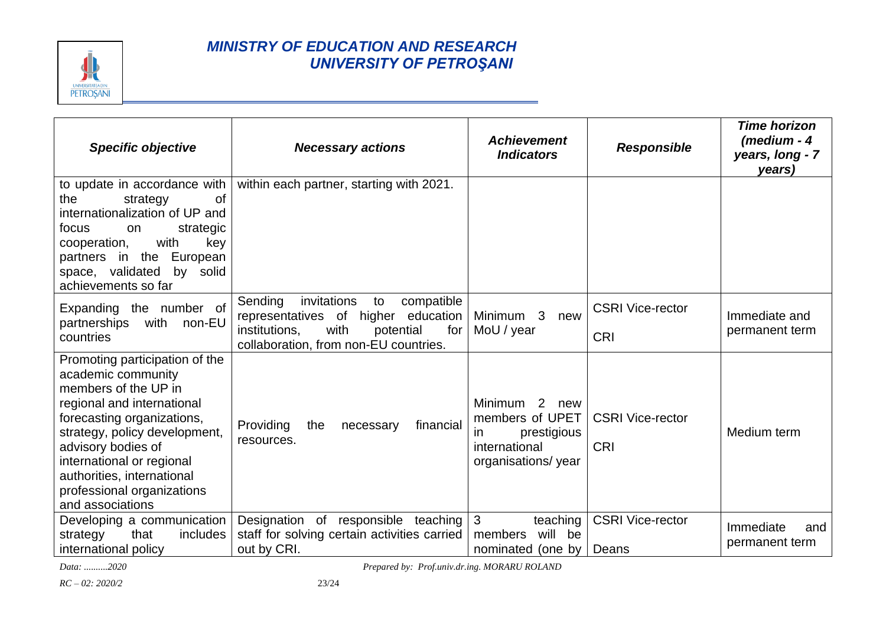| *Specific objective* | *Necessary actions* | *Achievement Indicators* | *Responsible* | *Time horizon (medium - 4 years, long - 7 years)* |
|---|---|---|---|---|
| to update in accordance with the strategy of internationalization of UP and focus on strategic cooperation, with key partners in the European space, validated by solid achievements so far | within each partner, starting with 2021. | | | |
| Expanding the number of partnerships with non-EU countries | Sending invitations to compatible representatives of higher education institutions, with potential for collaboration, from non-EU countries. | Minimum 3 new MoU / year | CSRI Vice-rector<br>CRI | Immediate and permanent term |
| Promoting participation of the academic community members of the UP in regional and international forecasting organizations, strategy, policy development, advisory bodies of international or regional authorities, international professional organizations and associations | Providing the necessary financial resources. | Minimum 2 new members of UPET in prestigious international organisations/ year | CSRI Vice-rector<br>CRI | Medium term |
| Developing a communication strategy that includes international policy | Designation of responsible teaching staff for solving certain activities carried out by CRI. | 3 teaching members will be nominated (one by | CSRI Vice-rector<br>Deans | Immediate and permanent term |

*Data: ..........2020* *Prepared by: Prof.univ.dr.ing. MORARU ROLAND*

*RC – 02: 2020/2*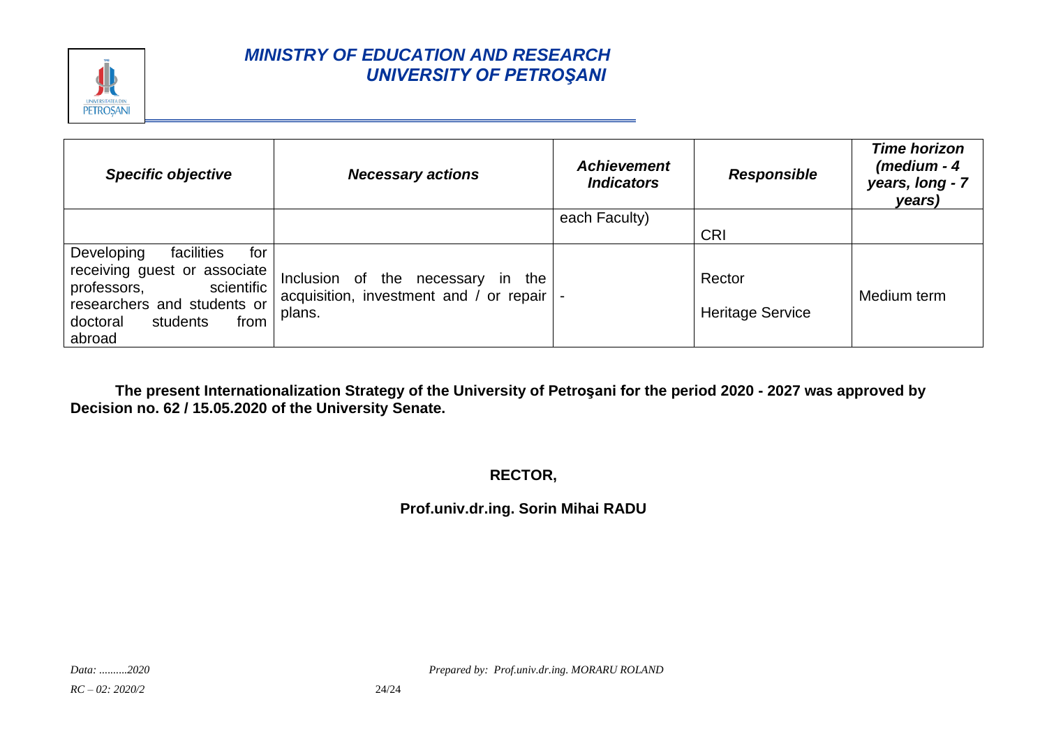| *Specific objective* | *Necessary actions* | *Achievement Indicators* | *Responsible* | *Time horizon (medium - 4 years, long - 7 years)* |
|---|---|---|---|---|
| | | each Faculty) | CRI | |
| Developing facilities for receiving guest or associate professors, scientific researchers and students or doctoral students from abroad | Inclusion of the necessary in the acquisition, investment and / or repair plans. | - | Rector<br>Heritage Service | Medium term |

**The present Internationalization Strategy of the University of Petroşani for the period 2020 - 2027 was approved by Decision no. 62 / 15.05.2020 of the University Senate.**

**RECTOR,**

**Prof.univ.dr.ing. Sorin Mihai RADU**